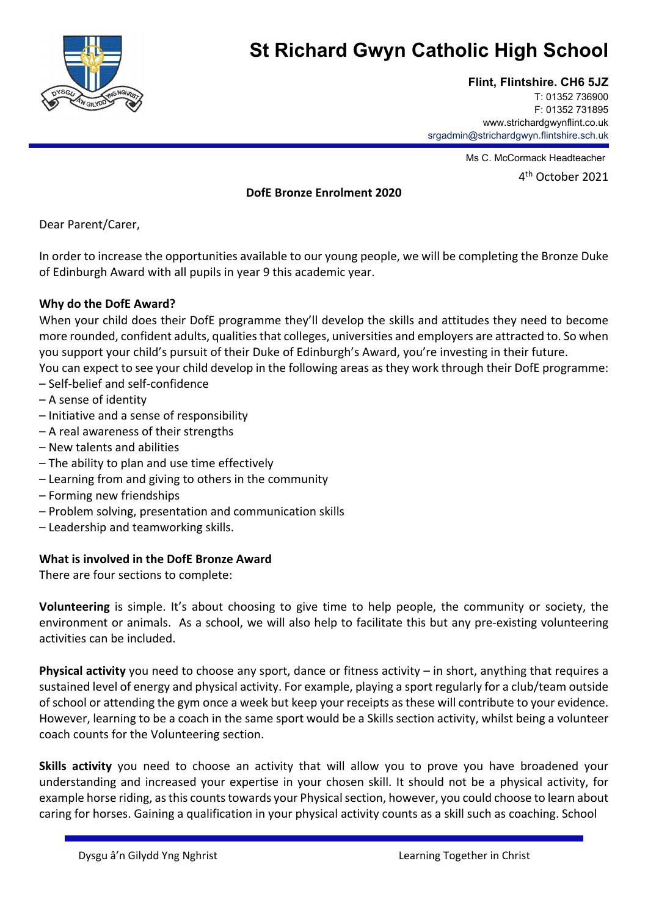# St Richard Gwyn Catholic High School

**Flint, Flintshire. CH6 5JZ**
T: 01352 736900
F: 01352 731895
www.strichardgwynflint.co.uk
srgadmin@strichardgwyn.flintshire.sch.uk

Ms C. McCormack Headteacher

4th October 2021

**DofE Bronze Enrolment 2020**

Dear Parent/Carer,

In order to increase the opportunities available to our young people, we will be completing the Bronze Duke of Edinburgh Award with all pupils in year 9 this academic year.

**Why do the DofE Award?**

When your child does their DofE programme they'll develop the skills and attitudes they need to become more rounded, confident adults, qualities that colleges, universities and employers are attracted to. So when you support your child's pursuit of their Duke of Edinburgh's Award, you're investing in their future.

You can expect to see your child develop in the following areas as they work through their DofE programme:

– Self-belief and self-confidence
– A sense of identity
– Initiative and a sense of responsibility
– A real awareness of their strengths
– New talents and abilities
– The ability to plan and use time effectively
– Learning from and giving to others in the community
– Forming new friendships
– Problem solving, presentation and communication skills
– Leadership and teamworking skills.

**What is involved in the DofE Bronze Award**

There are four sections to complete:

**Volunteering** is simple. It's about choosing to give time to help people, the community or society, the environment or animals. As a school, we will also help to facilitate this but any pre-existing volunteering activities can be included.

**Physical activity** you need to choose any sport, dance or fitness activity – in short, anything that requires a sustained level of energy and physical activity. For example, playing a sport regularly for a club/team outside of school or attending the gym once a week but keep your receipts as these will contribute to your evidence. However, learning to be a coach in the same sport would be a Skills section activity, whilst being a volunteer coach counts for the Volunteering section.

**Skills activity** you need to choose an activity that will allow you to prove you have broadened your understanding and increased your expertise in your chosen skill. It should not be a physical activity, for example horse riding, as this counts towards your Physical section, however, you could choose to learn about caring for horses. Gaining a qualification in your physical activity counts as a skill such as coaching. School

Dysgu â'n Gilydd Yng Nghrist    Learning Together in Christ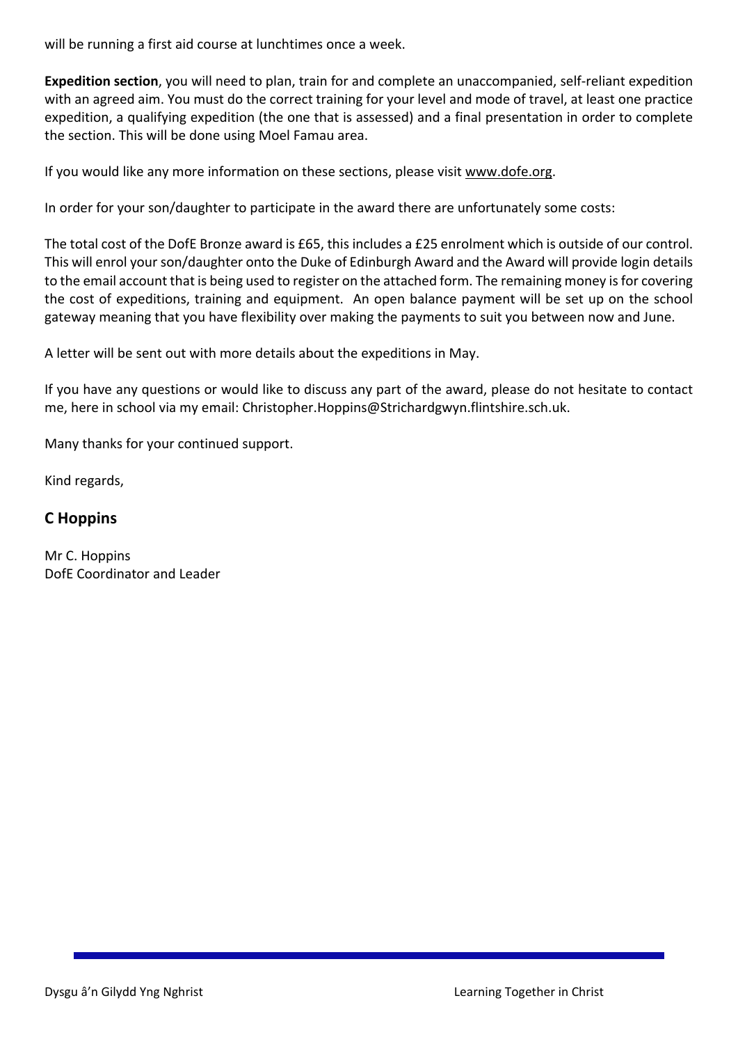will be running a first aid course at lunchtimes once a week.

**Expedition section**, you will need to plan, train for and complete an unaccompanied, self-reliant expedition with an agreed aim. You must do the correct training for your level and mode of travel, at least one practice expedition, a qualifying expedition (the one that is assessed) and a final presentation in order to complete the section. This will be done using Moel Famau area.

If you would like any more information on these sections, please visit www.dofe.org.

In order for your son/daughter to participate in the award there are unfortunately some costs:

The total cost of the DofE Bronze award is £65, this includes a £25 enrolment which is outside of our control. This will enrol your son/daughter onto the Duke of Edinburgh Award and the Award will provide login details to the email account that is being used to register on the attached form. The remaining money is for covering the cost of expeditions, training and equipment. An open balance payment will be set up on the school gateway meaning that you have flexibility over making the payments to suit you between now and June.

A letter will be sent out with more details about the expeditions in May.

If you have any questions or would like to discuss any part of the award, please do not hesitate to contact me, here in school via my email: Christopher.Hoppins@Strichardgwyn.flintshire.sch.uk.

Many thanks for your continued support.

Kind regards,

**C Hoppins**

Mr C. Hoppins
DofE Coordinator and Leader

Dysgu â'n Gilydd Yng Nghrist — Learning Together in Christ